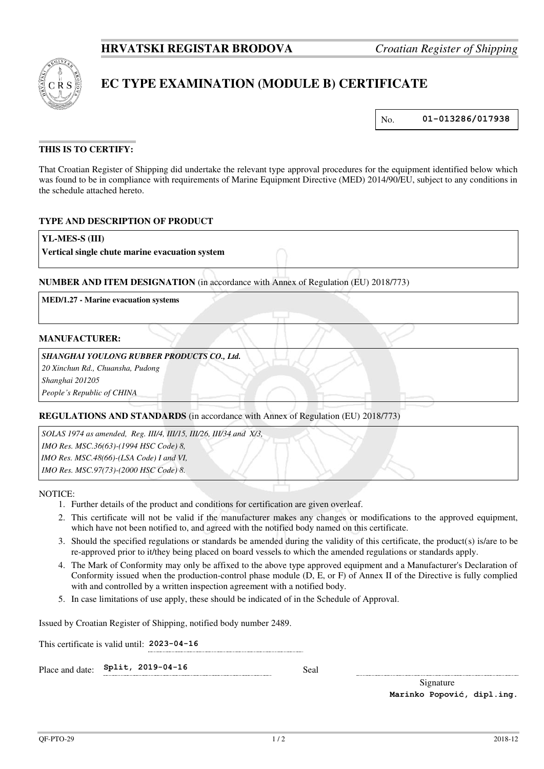**HRVATSKI REGISTAR BRODOVA** *Croatian Register of Shipping*

# EC TYPE EXAMINATION (MODULE B) CERTIFICATE

No. **01-013286/017938**

### THIS IS TO CERTIFY:

That Croatian Register of Shipping did undertake the relevant type approval procedures for the equipment identified below which was found to be in compliance with requirements of Marine Equipment Directive (MED) 2014/90/EU, subject to any conditions in the schedule attached hereto.

### TYPE AND DESCRIPTION OF PRODUCT

**YL-MES-S (III)**
**Vertical single chute marine evacuation system**

### NUMBER AND ITEM DESIGNATION (in accordance with Annex of Regulation (EU) 2018/773)

**MED/1.27 - Marine evacuation systems**

### MANUFACTURER:

***SHANGHAI YOULONG RUBBER PRODUCTS CO., Ltd.***
*20 Xinchun Rd., Chuansha, Pudong*
*Shanghai 201205*
*People's Republic of CHINA*

### REGULATIONS AND STANDARDS (in accordance with Annex of Regulation (EU) 2018/773)

*SOLAS 1974 as amended, Reg. III/4, III/15, III/26, III/34 and X/3,*
*IMO Res. MSC.36(63)-(1994 HSC Code) 8,*
*IMO Res. MSC.48(66)-(LSA Code) I and VI,*
*IMO Res. MSC.97(73)-(2000 HSC Code) 8.*

NOTICE:

1. Further details of the product and conditions for certification are given overleaf.
2. This certificate will not be valid if the manufacturer makes any changes or modifications to the approved equipment, which have not been notified to, and agreed with the notified body named on this certificate.
3. Should the specified regulations or standards be amended during the validity of this certificate, the product(s) is/are to be re-approved prior to it/they being placed on board vessels to which the amended regulations or standards apply.
4. The Mark of Conformity may only be affixed to the above type approved equipment and a Manufacturer's Declaration of Conformity issued when the production-control phase module (D, E, or F) of Annex II of the Directive is fully complied with and controlled by a written inspection agreement with a notified body.
5. In case limitations of use apply, these should be indicated of in the Schedule of Approval.

Issued by Croatian Register of Shipping, notified body number 2489.

This certificate is valid until: **2023-04-16**

Place and date: **Split, 2019-04-16** Seal

Signature
**Marinko Popović, dipl.ing.**

QF-PTO-29 2018-12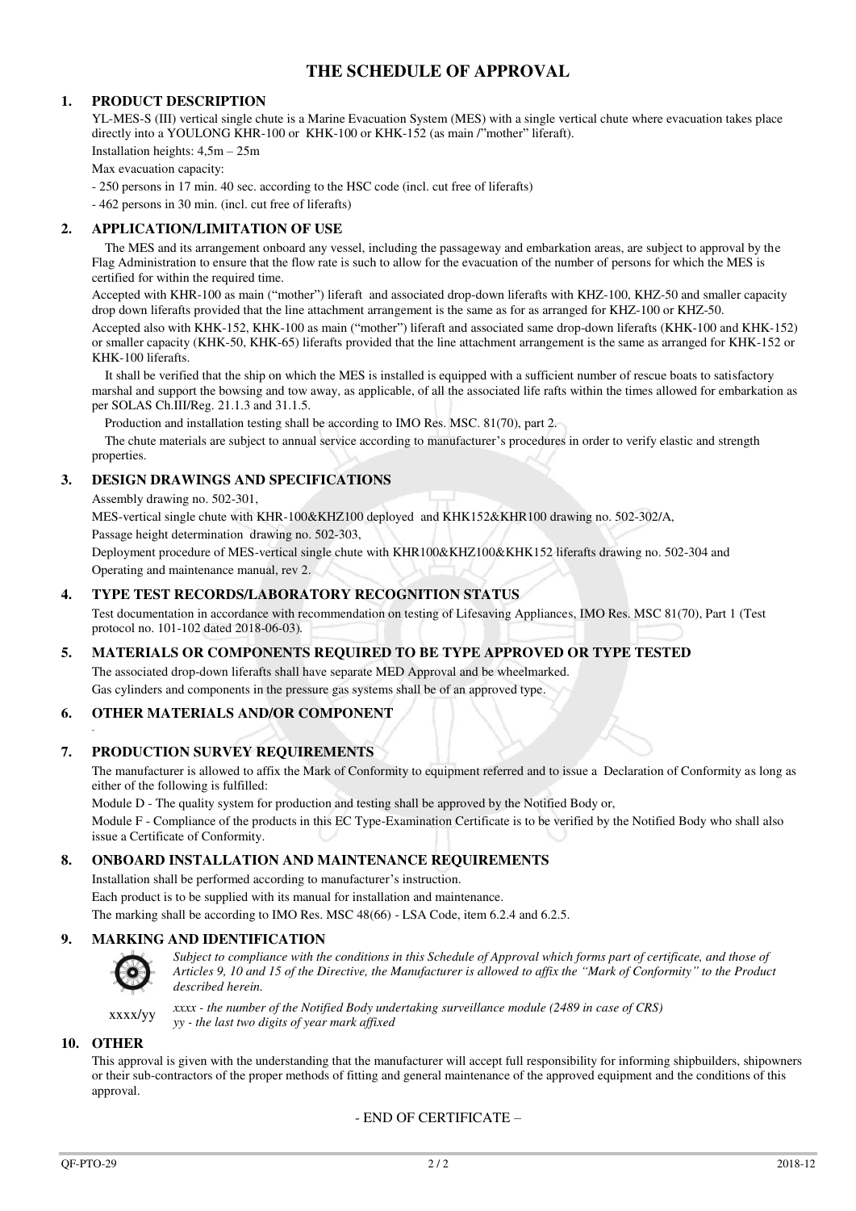# THE SCHEDULE OF APPROVAL

## 1. PRODUCT DESCRIPTION

YL-MES-S (III) vertical single chute is a Marine Evacuation System (MES) with a single vertical chute where evacuation takes place directly into a YOULONG KHR-100 or KHK-100 or KHK-152 (as main /"mother" liferaft).

Installation heights: 4,5m – 25m

Max evacuation capacity:

- 250 persons in 17 min. 40 sec. according to the HSC code (incl. cut free of liferafts)
- 462 persons in 30 min. (incl. cut free of liferafts)

## 2. APPLICATION/LIMITATION OF USE

The MES and its arrangement onboard any vessel, including the passageway and embarkation areas, are subject to approval by the Flag Administration to ensure that the flow rate is such to allow for the evacuation of the number of persons for which the MES is certified for within the required time.

Accepted with KHR-100 as main ("mother") liferaft and associated drop-down liferafts with KHZ-100, KHZ-50 and smaller capacity drop down liferafts provided that the line attachment arrangement is the same as for as arranged for KHZ-100 or KHZ-50.

Accepted also with KHK-152, KHK-100 as main ("mother") liferaft and associated same drop-down liferafts (KHK-100 and KHK-152) or smaller capacity (KHK-50, KHK-65) liferafts provided that the line attachment arrangement is the same as arranged for KHK-152 or KHK-100 liferafts.

It shall be verified that the ship on which the MES is installed is equipped with a sufficient number of rescue boats to satisfactory marshal and support the bowsing and tow away, as applicable, of all the associated life rafts within the times allowed for embarkation as per SOLAS Ch.III/Reg. 21.1.3 and 31.1.5.

Production and installation testing shall be according to IMO Res. MSC. 81(70), part 2.

The chute materials are subject to annual service according to manufacturer's procedures in order to verify elastic and strength properties.

## 3. DESIGN DRAWINGS AND SPECIFICATIONS

Assembly drawing no. 502-301,

MES-vertical single chute with KHR-100&KHZ100 deployed and KHK152&KHR100 drawing no. 502-302/A,

Passage height determination drawing no. 502-303,

Deployment procedure of MES-vertical single chute with KHR100&KHZ100&KHK152 liferafts drawing no. 502-304 and

Operating and maintenance manual, rev 2.

## 4. TYPE TEST RECORDS/LABORATORY RECOGNITION STATUS

Test documentation in accordance with recommendation on testing of Lifesaving Appliances, IMO Res. MSC 81(70), Part 1 (Test protocol no. 101-102 dated 2018-06-03).

## 5. MATERIALS OR COMPONENTS REQUIRED TO BE TYPE APPROVED OR TYPE TESTED

The associated drop-down liferafts shall have separate MED Approval and be wheelmarked.

Gas cylinders and components in the pressure gas systems shall be of an approved type.

## 6. OTHER MATERIALS AND/OR COMPONENT

-

## 7. PRODUCTION SURVEY REQUIREMENTS

The manufacturer is allowed to affix the Mark of Conformity to equipment referred and to issue a Declaration of Conformity as long as either of the following is fulfilled:

Module D - The quality system for production and testing shall be approved by the Notified Body or,

Module F - Compliance of the products in this EC Type-Examination Certificate is to be verified by the Notified Body who shall also issue a Certificate of Conformity.

## 8. ONBOARD INSTALLATION AND MAINTENANCE REQUIREMENTS

Installation shall be performed according to manufacturer's instruction.

Each product is to be supplied with its manual for installation and maintenance.

The marking shall be according to IMO Res. MSC 48(66) - LSA Code, item 6.2.4 and 6.2.5.

## 9. MARKING AND IDENTIFICATION

*Subject to compliance with the conditions in this Schedule of Approval which forms part of certificate, and those of Articles 9, 10 and 15 of the Directive, the Manufacturer is allowed to affix the "Mark of Conformity" to the Product described herein.*

xxxx/yy

*xxxx - the number of the Notified Body undertaking surveillance module (2489 in case of CRS)*
*yy - the last two digits of year mark affixed*

## 10. OTHER

This approval is given with the understanding that the manufacturer will accept full responsibility for informing shipbuilders, shipowners or their sub-contractors of the proper methods of fitting and general maintenance of the approved equipment and the conditions of this approval.

- END OF CERTIFICATE –